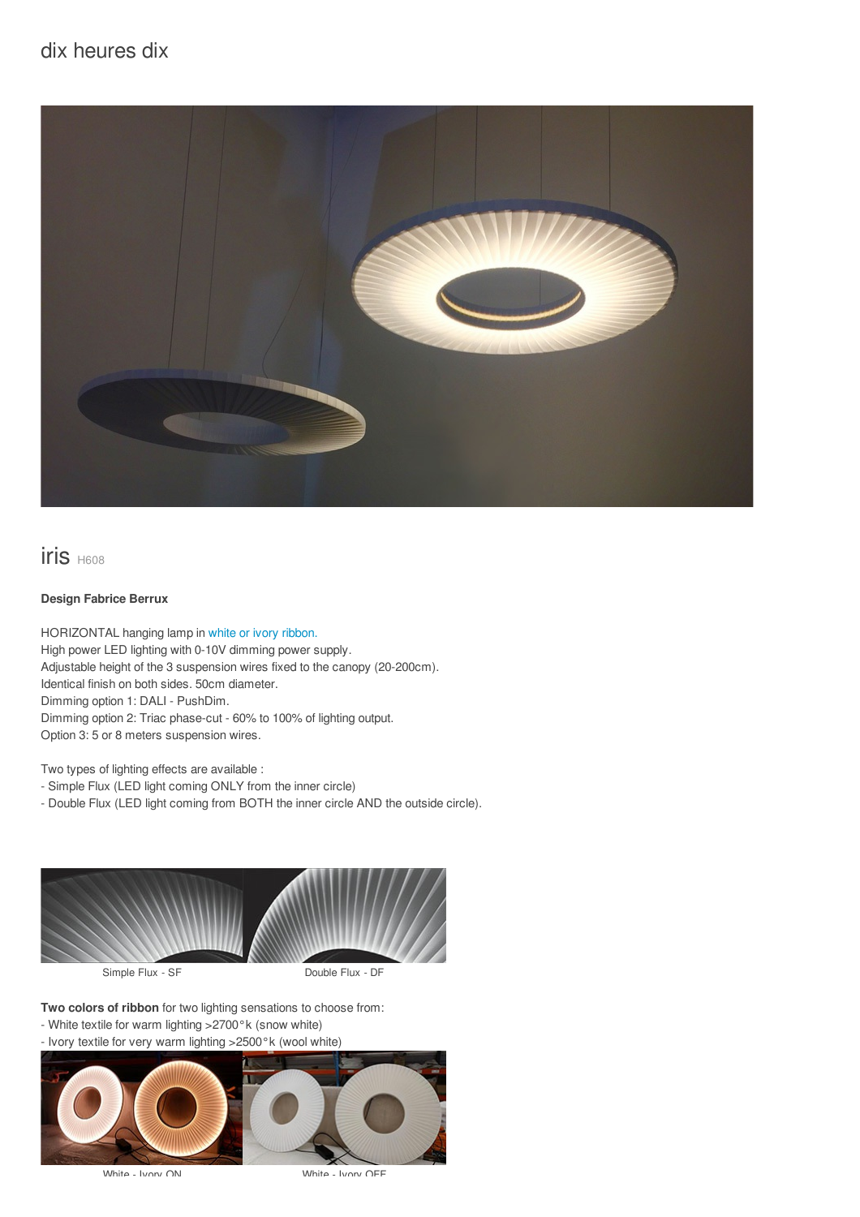dix heures dix

# iris H608

**Design Fabrice Berrux**

HORIZONTAL hanging lamp in white or ivory ribbon.
High power LED lighting with 0-10V dimming power supply.
Adjustable height of the 3 suspension wires fixed to the canopy (20-200cm).
Identical finish on both sides. 50cm diameter.
Dimming option 1: DALI - PushDim.
Dimming option 2: Triac phase-cut - 60% to 100% of lighting output.
Option 3: 5 or 8 meters suspension wires.

Two types of lighting effects are available :
- Simple Flux (LED light coming ONLY from the inner circle)
- Double Flux (LED light coming from BOTH the inner circle AND the outside circle).

Simple Flux - SF

Double Flux - DF

**Two colors of ribbon** for two lighting sensations to choose from:
- White textile for warm lighting >2700°k (snow white)
- Ivory textile for very warm lighting >2500°k (wool white)

White - Ivory ON

White - Ivory OFF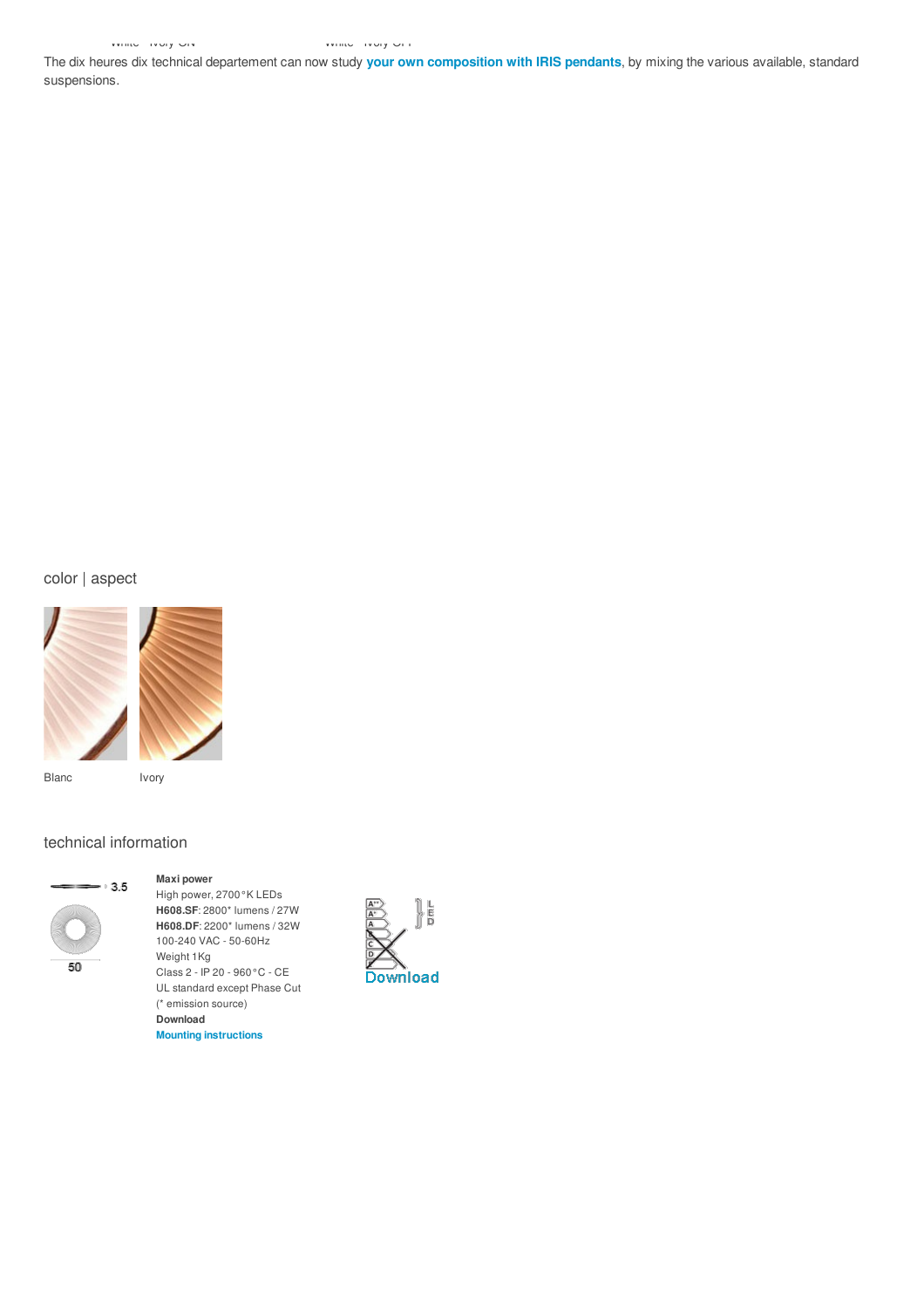The dix heures dix technical departement can now study **your own composition with IRIS pendants**, by mixing the various available, standard suspensions.

## color | aspect

Blanc

Ivory

## technical information

3.5

50

**Maxi power**
High power, 2700°K LEDs
**H608.SF**: 2800* lumens / 27W
**H608.DF**: 2200* lumens / 32W
100-240 VAC - 50-60Hz
Weight 1Kg
Class 2 - IP 20 - 960°C - CE
UL standard except Phase Cut
(* emission source)
**Download**
**Mounting instructions**

Download